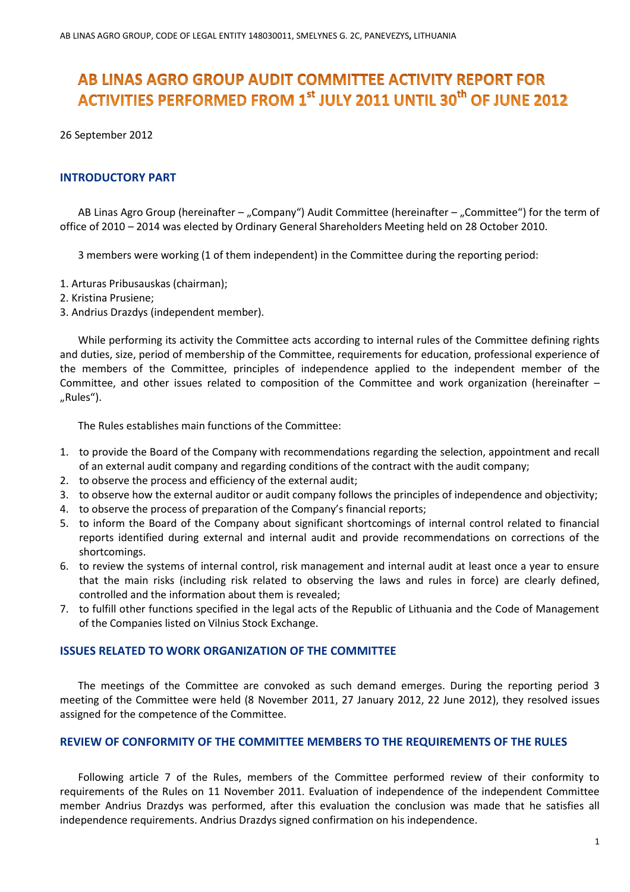AB LINAS AGRO GROUP, CODE OF LEGAL ENTITY 148030011, SMELYNES G. 2C, PANEVEZYS, LITHUANIA

# AB LINAS AGRO GROUP AUDIT COMMITTEE ACTIVITY REPORT FOR ACTIVITIES PERFORMED FROM 1st JULY 2011 UNTIL 30th OF JUNE 2012

26 September 2012

## INTRODUCTORY PART

AB Linas Agro Group (hereinafter – „Company") Audit Committee (hereinafter – „Committee") for the term of office of 2010 – 2014 was elected by Ordinary General Shareholders Meeting held on 28 October 2010.

3 members were working (1 of them independent) in the Committee during the reporting period:

1. Arturas Pribusauskas (chairman);
2. Kristina Prusiene;
3. Andrius Drazdys (independent member).

While performing its activity the Committee acts according to internal rules of the Committee defining rights and duties, size, period of membership of the Committee, requirements for education, professional experience of the members of the Committee, principles of independence applied to the independent member of the Committee, and other issues related to composition of the Committee and work organization (hereinafter – „Rules").

The Rules establishes main functions of the Committee:

1. to provide the Board of the Company with recommendations regarding the selection, appointment and recall of an external audit company and regarding conditions of the contract with the audit company;
2. to observe the process and efficiency of the external audit;
3. to observe how the external auditor or audit company follows the principles of independence and objectivity;
4. to observe the process of preparation of the Company's financial reports;
5. to inform the Board of the Company about significant shortcomings of internal control related to financial reports identified during external and internal audit and provide recommendations on corrections of the shortcomings.
6. to review the systems of internal control, risk management and internal audit at least once a year to ensure that the main risks (including risk related to observing the laws and rules in force) are clearly defined, controlled and the information about them is revealed;
7. to fulfill other functions specified in the legal acts of the Republic of Lithuania and the Code of Management of the Companies listed on Vilnius Stock Exchange.

## ISSUES RELATED TO WORK ORGANIZATION OF THE COMMITTEE

The meetings of the Committee are convoked as such demand emerges. During the reporting period 3 meeting of the Committee were held (8 November 2011, 27 January 2012, 22 June 2012), they resolved issues assigned for the competence of the Committee.

## REVIEW OF CONFORMITY OF THE COMMITTEE MEMBERS TO THE REQUIREMENTS OF THE RULES

Following article 7 of the Rules, members of the Committee performed review of their conformity to requirements of the Rules on 11 November 2011. Evaluation of independence of the independent Committee member Andrius Drazdys was performed, after this evaluation the conclusion was made that he satisfies all independence requirements. Andrius Drazdys signed confirmation on his independence.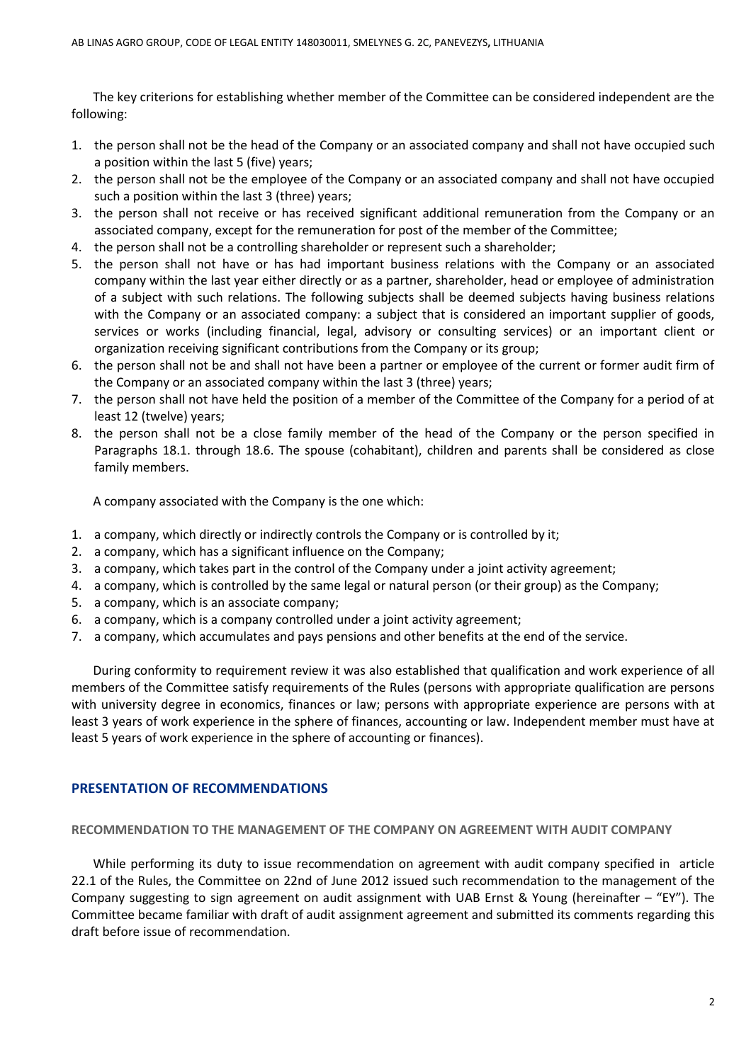The key criterions for establishing whether member of the Committee can be considered independent are the following:

1. the person shall not be the head of the Company or an associated company and shall not have occupied such a position within the last 5 (five) years;
2. the person shall not be the employee of the Company or an associated company and shall not have occupied such a position within the last 3 (three) years;
3. the person shall not receive or has received significant additional remuneration from the Company or an associated company, except for the remuneration for post of the member of the Committee;
4. the person shall not be a controlling shareholder or represent such a shareholder;
5. the person shall not have or has had important business relations with the Company or an associated company within the last year either directly or as a partner, shareholder, head or employee of administration of a subject with such relations. The following subjects shall be deemed subjects having business relations with the Company or an associated company: a subject that is considered an important supplier of goods, services or works (including financial, legal, advisory or consulting services) or an important client or organization receiving significant contributions from the Company or its group;
6. the person shall not be and shall not have been a partner or employee of the current or former audit firm of the Company or an associated company within the last 3 (three) years;
7. the person shall not have held the position of a member of the Committee of the Company for a period of at least 12 (twelve) years;
8. the person shall not be a close family member of the head of the Company or the person specified in Paragraphs 18.1. through 18.6. The spouse (cohabitant), children and parents shall be considered as close family members.

A company associated with the Company is the one which:

1. a company, which directly or indirectly controls the Company or is controlled by it;
2. a company, which has a significant influence on the Company;
3. a company, which takes part in the control of the Company under a joint activity agreement;
4. a company, which is controlled by the same legal or natural person (or their group) as the Company;
5. a company, which is an associate company;
6. a company, which is a company controlled under a joint activity agreement;
7. a company, which accumulates and pays pensions and other benefits at the end of the service.

During conformity to requirement review it was also established that qualification and work experience of all members of the Committee satisfy requirements of the Rules (persons with appropriate qualification are persons with university degree in economics, finances or law; persons with appropriate experience are persons with at least 3 years of work experience in the sphere of finances, accounting or law. Independent member must have at least 5 years of work experience in the sphere of accounting or finances).

## PRESENTATION OF RECOMMENDATIONS

### RECOMMENDATION TO THE MANAGEMENT OF THE COMPANY ON AGREEMENT WITH AUDIT COMPANY

While performing its duty to issue recommendation on agreement with audit company specified in article 22.1 of the Rules, the Committee on 22nd of June 2012 issued such recommendation to the management of the Company suggesting to sign agreement on audit assignment with UAB Ernst & Young (hereinafter – "EY"). The Committee became familiar with draft of audit assignment agreement and submitted its comments regarding this draft before issue of recommendation.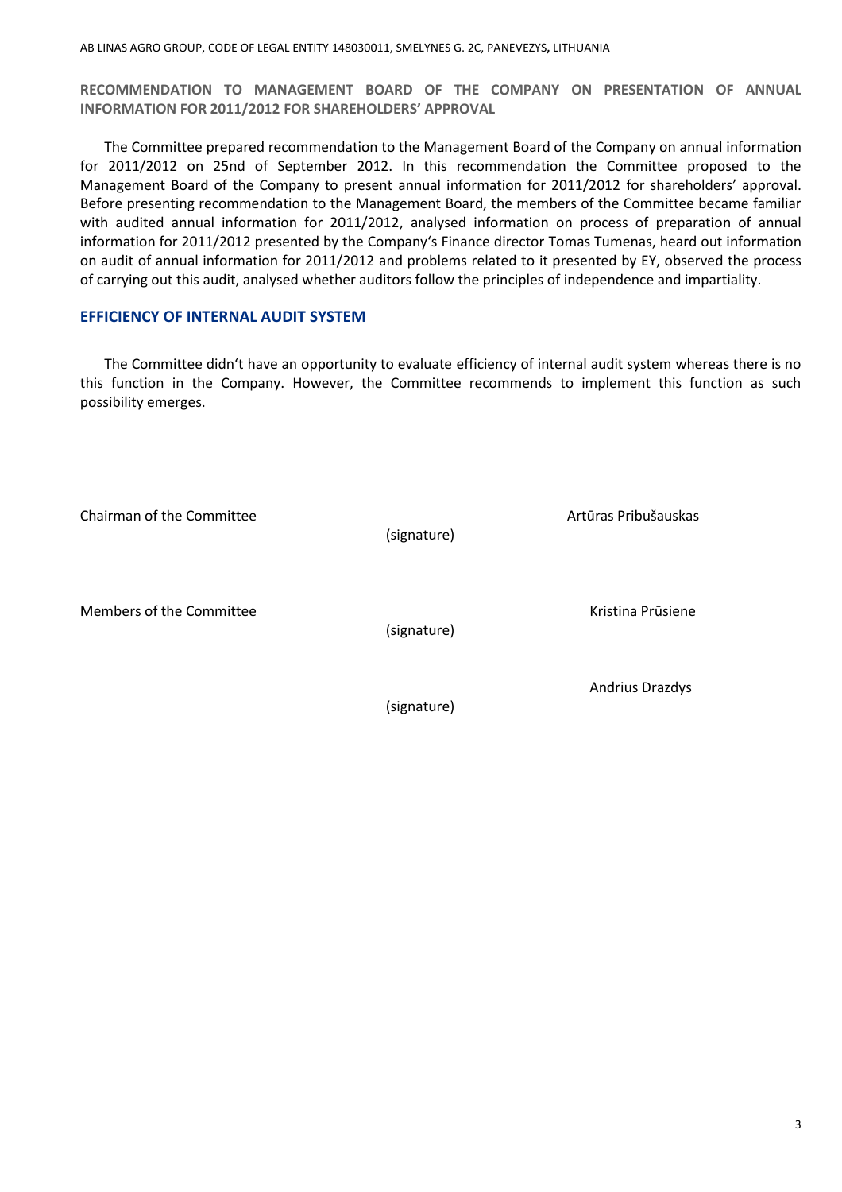## RECOMMENDATION TO MANAGEMENT BOARD OF THE COMPANY ON PRESENTATION OF ANNUAL INFORMATION FOR 2011/2012 FOR SHAREHOLDERS' APPROVAL

The Committee prepared recommendation to the Management Board of the Company on annual information for 2011/2012 on 25nd of September 2012. In this recommendation the Committee proposed to the Management Board of the Company to present annual information for 2011/2012 for shareholders' approval. Before presenting recommendation to the Management Board, the members of the Committee became familiar with audited annual information for 2011/2012, analysed information on process of preparation of annual information for 2011/2012 presented by the Company's Finance director Tomas Tumenas, heard out information on audit of annual information for 2011/2012 and problems related to it presented by EY, observed the process of carrying out this audit, analysed whether auditors follow the principles of independence and impartiality.

## EFFICIENCY OF INTERNAL AUDIT SYSTEM

The Committee didn't have an opportunity to evaluate efficiency of internal audit system whereas there is no this function in the Company. However, the Committee recommends to implement this function as such possibility emerges.

| | | |
|---|---|---|
| Chairman of the Committee | (signature) | Artūras Pribušauskas |
| Members of the Committee | (signature) | Kristina Prūsiene |
| | (signature) | Andrius Drazdys |